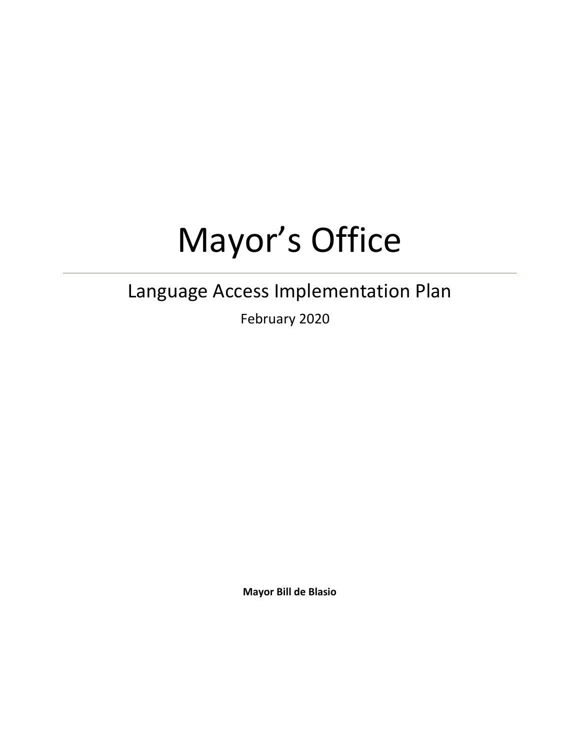# Mayor's Office

---

## Language Access Implementation Plan

February 2020

**Mayor Bill de Blasio**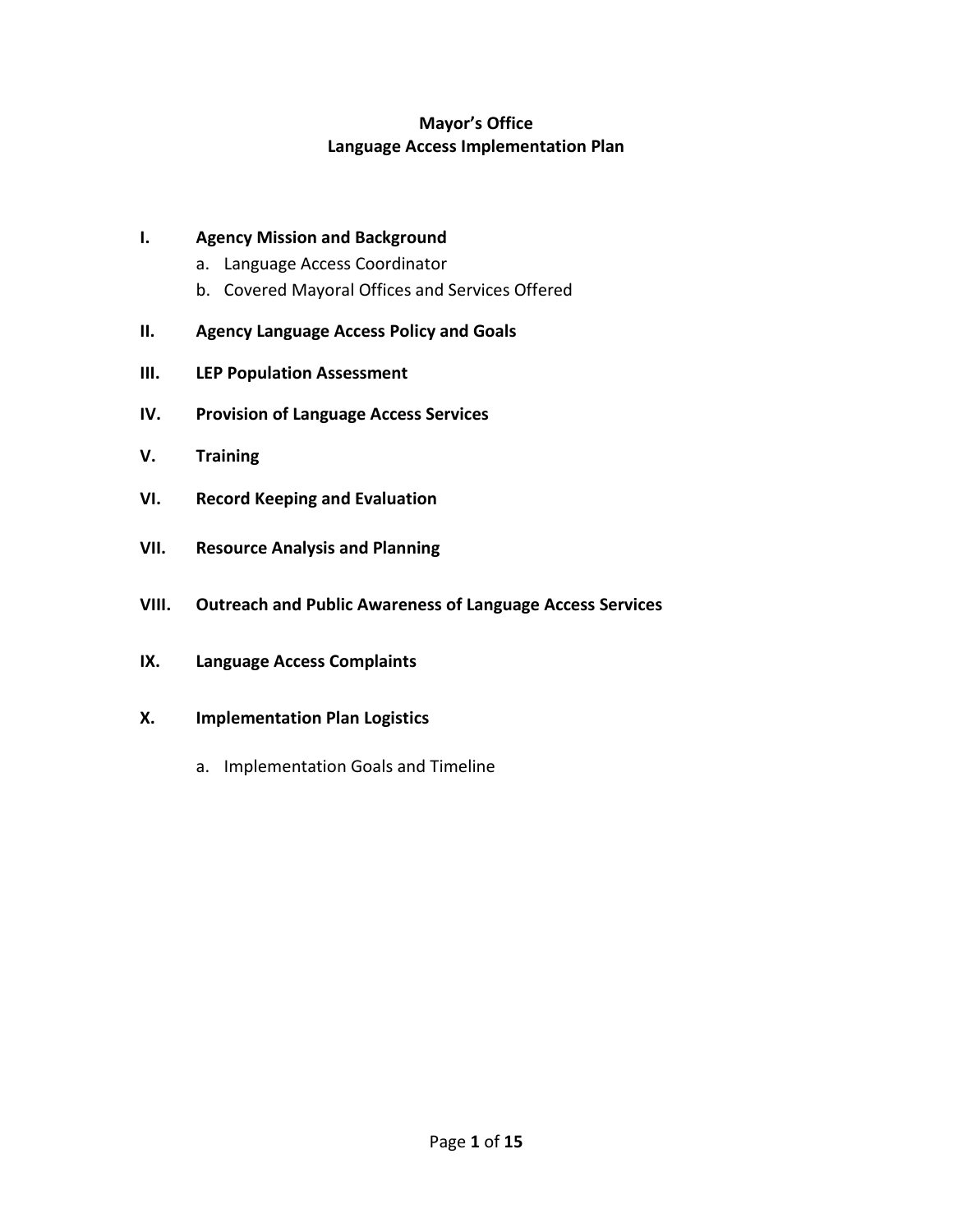**Mayor's Office**
**Language Access Implementation Plan**

**I. Agency Mission and Background**

a. Language Access Coordinator

b. Covered Mayoral Offices and Services Offered

**II. Agency Language Access Policy and Goals**

**III. LEP Population Assessment**

**IV. Provision of Language Access Services**

**V. Training**

**VI. Record Keeping and Evaluation**

**VII. Resource Analysis and Planning**

**VIII. Outreach and Public Awareness of Language Access Services**

**IX. Language Access Complaints**

**X. Implementation Plan Logistics**

a. Implementation Goals and Timeline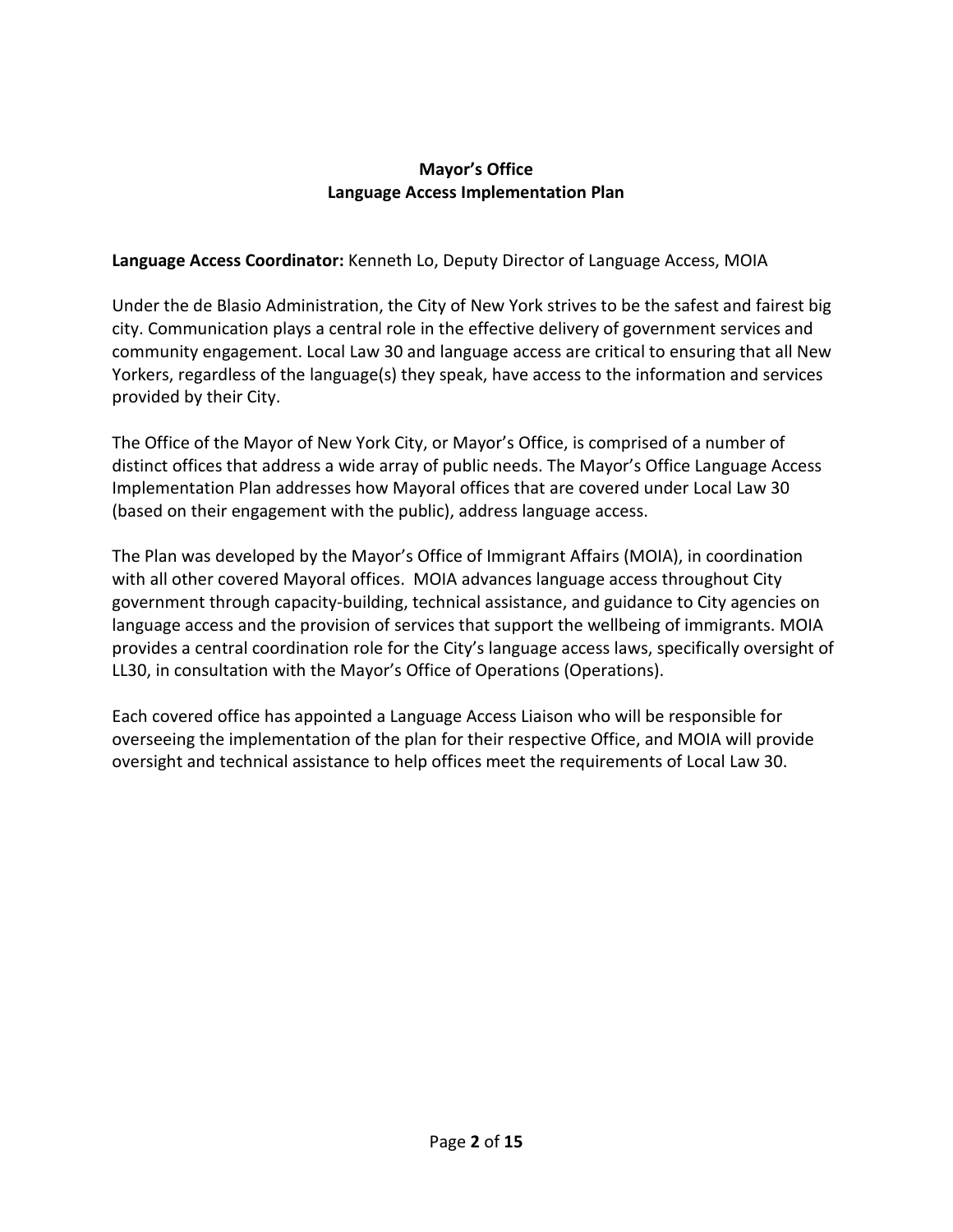# Mayor's Office
## Language Access Implementation Plan

**Language Access Coordinator:** Kenneth Lo, Deputy Director of Language Access, MOIA

Under the de Blasio Administration, the City of New York strives to be the safest and fairest big city. Communication plays a central role in the effective delivery of government services and community engagement. Local Law 30 and language access are critical to ensuring that all New Yorkers, regardless of the language(s) they speak, have access to the information and services provided by their City.

The Office of the Mayor of New York City, or Mayor's Office, is comprised of a number of distinct offices that address a wide array of public needs. The Mayor's Office Language Access Implementation Plan addresses how Mayoral offices that are covered under Local Law 30 (based on their engagement with the public), address language access.

The Plan was developed by the Mayor's Office of Immigrant Affairs (MOIA), in coordination with all other covered Mayoral offices. MOIA advances language access throughout City government through capacity-building, technical assistance, and guidance to City agencies on language access and the provision of services that support the wellbeing of immigrants. MOIA provides a central coordination role for the City's language access laws, specifically oversight of LL30, in consultation with the Mayor's Office of Operations (Operations).

Each covered office has appointed a Language Access Liaison who will be responsible for overseeing the implementation of the plan for their respective Office, and MOIA will provide oversight and technical assistance to help offices meet the requirements of Local Law 30.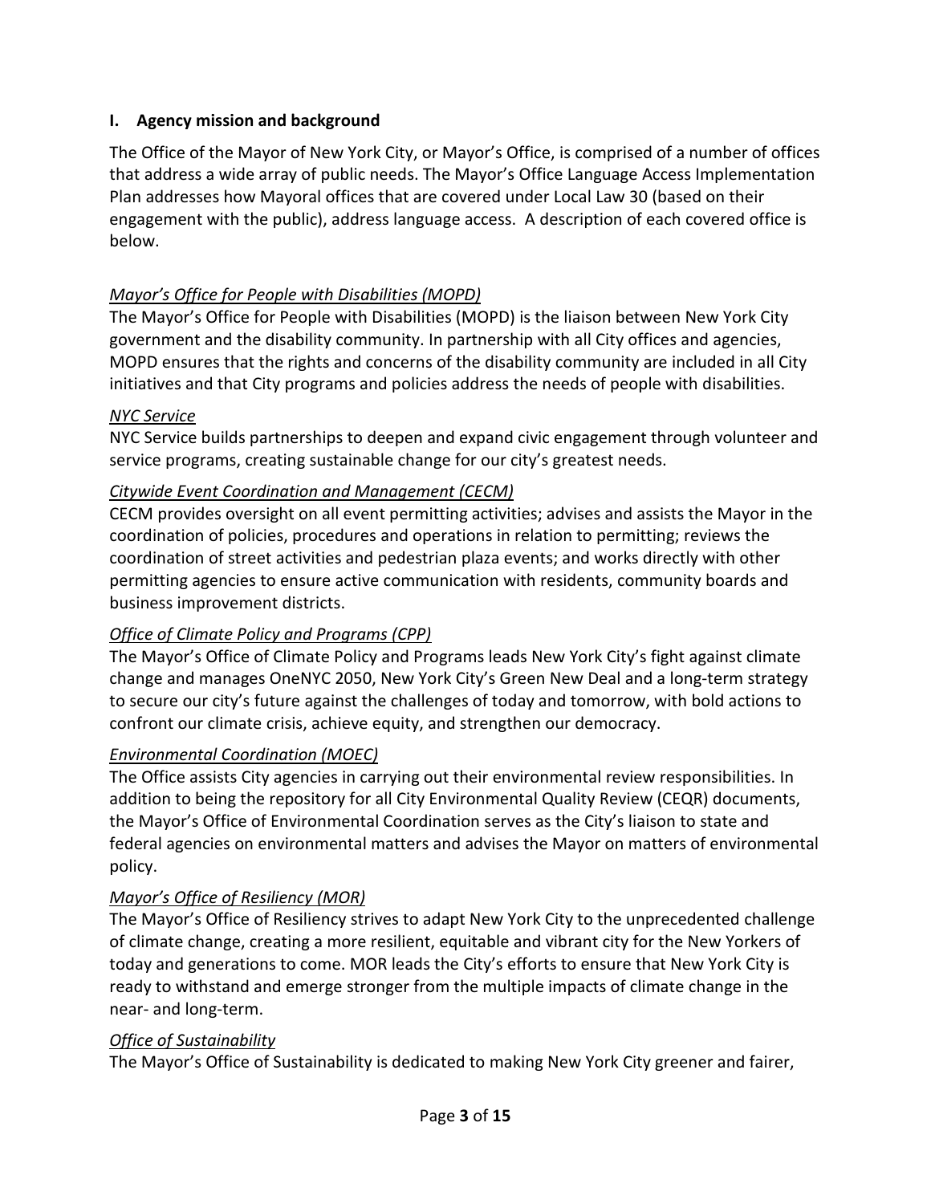## I. Agency mission and background

The Office of the Mayor of New York City, or Mayor's Office, is comprised of a number of offices that address a wide array of public needs. The Mayor's Office Language Access Implementation Plan addresses how Mayoral offices that are covered under Local Law 30 (based on their engagement with the public), address language access. A description of each covered office is below.

*Mayor's Office for People with Disabilities (MOPD)*
The Mayor's Office for People with Disabilities (MOPD) is the liaison between New York City government and the disability community. In partnership with all City offices and agencies, MOPD ensures that the rights and concerns of the disability community are included in all City initiatives and that City programs and policies address the needs of people with disabilities.

*NYC Service*
NYC Service builds partnerships to deepen and expand civic engagement through volunteer and service programs, creating sustainable change for our city's greatest needs.

*Citywide Event Coordination and Management (CECM)*
CECM provides oversight on all event permitting activities; advises and assists the Mayor in the coordination of policies, procedures and operations in relation to permitting; reviews the coordination of street activities and pedestrian plaza events; and works directly with other permitting agencies to ensure active communication with residents, community boards and business improvement districts.

*Office of Climate Policy and Programs (CPP)*
The Mayor's Office of Climate Policy and Programs leads New York City's fight against climate change and manages OneNYC 2050, New York City's Green New Deal and a long-term strategy to secure our city's future against the challenges of today and tomorrow, with bold actions to confront our climate crisis, achieve equity, and strengthen our democracy.

*Environmental Coordination (MOEC)*
The Office assists City agencies in carrying out their environmental review responsibilities. In addition to being the repository for all City Environmental Quality Review (CEQR) documents, the Mayor's Office of Environmental Coordination serves as the City's liaison to state and federal agencies on environmental matters and advises the Mayor on matters of environmental policy.

*Mayor's Office of Resiliency (MOR)*
The Mayor's Office of Resiliency strives to adapt New York City to the unprecedented challenge of climate change, creating a more resilient, equitable and vibrant city for the New Yorkers of today and generations to come. MOR leads the City's efforts to ensure that New York City is ready to withstand and emerge stronger from the multiple impacts of climate change in the near- and long-term.

*Office of Sustainability*
The Mayor's Office of Sustainability is dedicated to making New York City greener and fairer,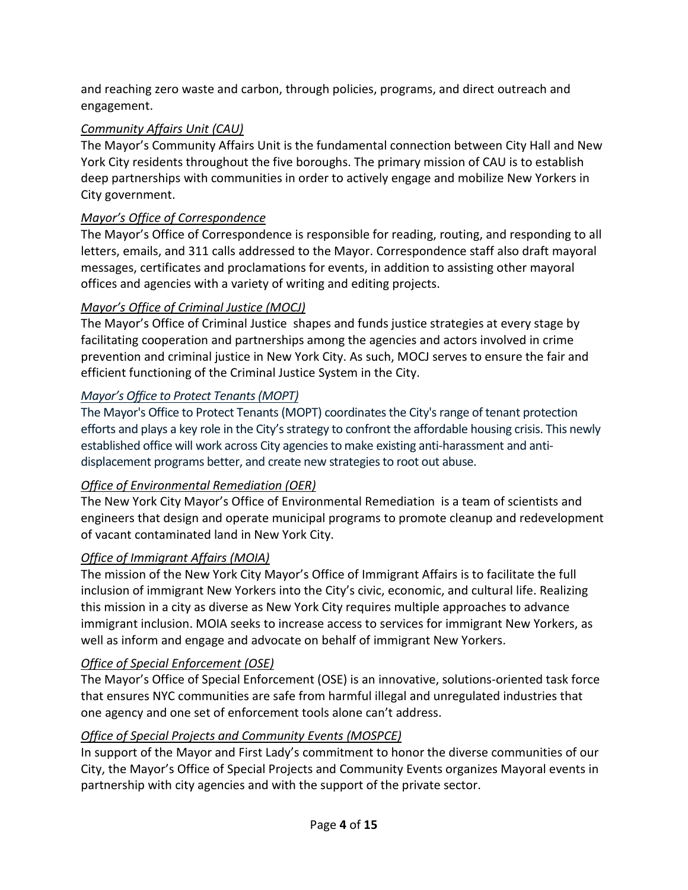and reaching zero waste and carbon, through policies, programs, and direct outreach and engagement.

### *Community Affairs Unit (CAU)*

The Mayor's Community Affairs Unit is the fundamental connection between City Hall and New York City residents throughout the five boroughs. The primary mission of CAU is to establish deep partnerships with communities in order to actively engage and mobilize New Yorkers in City government.

### *Mayor's Office of Correspondence*

The Mayor's Office of Correspondence is responsible for reading, routing, and responding to all letters, emails, and 311 calls addressed to the Mayor. Correspondence staff also draft mayoral messages, certificates and proclamations for events, in addition to assisting other mayoral offices and agencies with a variety of writing and editing projects.

### *Mayor's Office of Criminal Justice (MOCJ)*

The Mayor's Office of Criminal Justice  shapes and funds justice strategies at every stage by facilitating cooperation and partnerships among the agencies and actors involved in crime prevention and criminal justice in New York City. As such, MOCJ serves to ensure the fair and efficient functioning of the Criminal Justice System in the City.

### *Mayor's Office to Protect Tenants (MOPT)*

The Mayor's Office to Protect Tenants (MOPT) coordinates the City's range of tenant protection efforts and plays a key role in the City's strategy to confront the affordable housing crisis. This newly established office will work across City agencies to make existing anti-harassment and anti-displacement programs better, and create new strategies to root out abuse.

### *Office of Environmental Remediation (OER)*

The New York City Mayor's Office of Environmental Remediation  is a team of scientists and engineers that design and operate municipal programs to promote cleanup and redevelopment of vacant contaminated land in New York City.

### *Office of Immigrant Affairs (MOIA)*

The mission of the New York City Mayor's Office of Immigrant Affairs is to facilitate the full inclusion of immigrant New Yorkers into the City's civic, economic, and cultural life. Realizing this mission in a city as diverse as New York City requires multiple approaches to advance immigrant inclusion. MOIA seeks to increase access to services for immigrant New Yorkers, as well as inform and engage and advocate on behalf of immigrant New Yorkers.

### *Office of Special Enforcement (OSE)*

The Mayor's Office of Special Enforcement (OSE) is an innovative, solutions-oriented task force that ensures NYC communities are safe from harmful illegal and unregulated industries that one agency and one set of enforcement tools alone can't address.

### *Office of Special Projects and Community Events (MOSPCE)*

In support of the Mayor and First Lady's commitment to honor the diverse communities of our City, the Mayor's Office of Special Projects and Community Events organizes Mayoral events in partnership with city agencies and with the support of the private sector.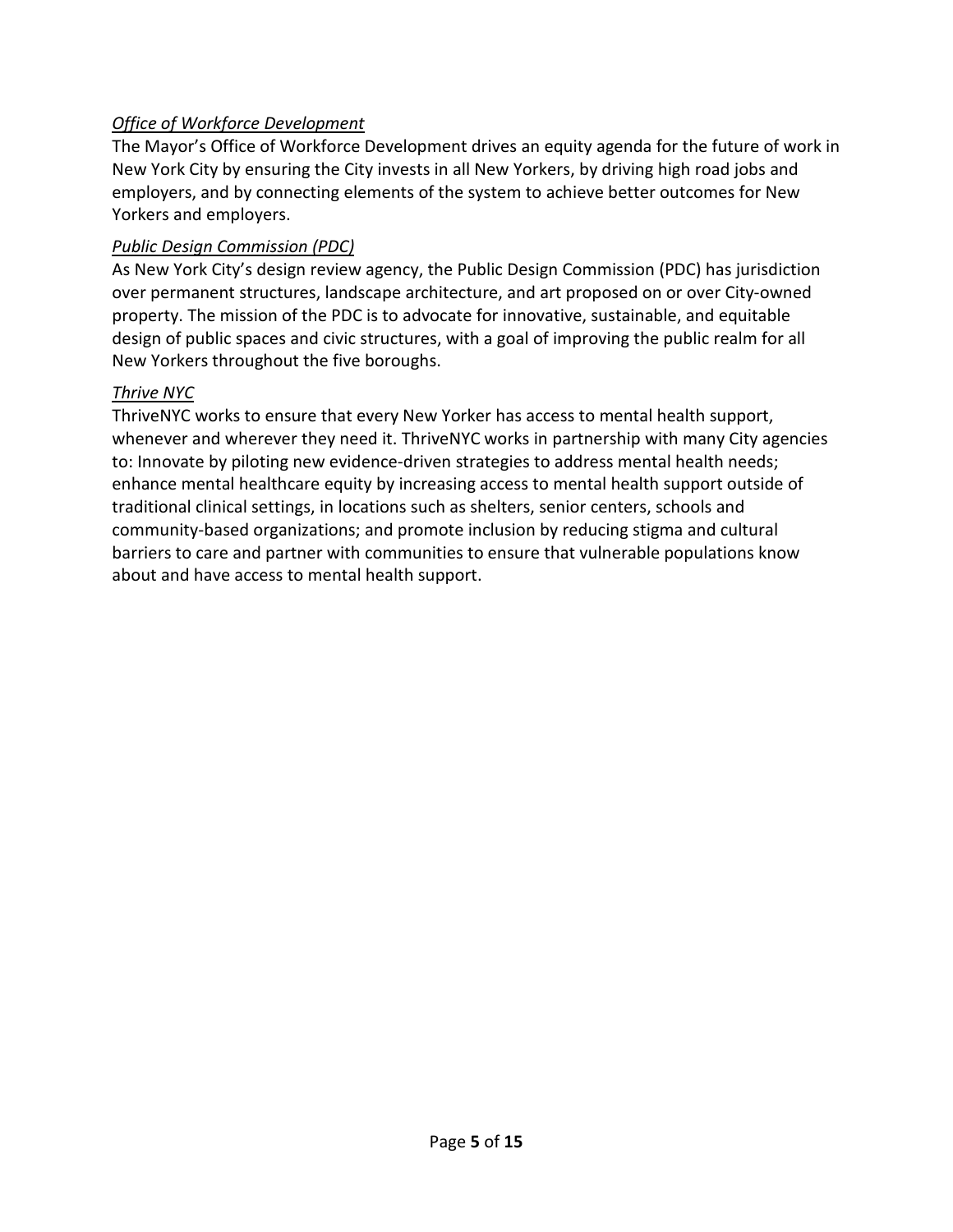*Office of Workforce Development*

The Mayor's Office of Workforce Development drives an equity agenda for the future of work in New York City by ensuring the City invests in all New Yorkers, by driving high road jobs and employers, and by connecting elements of the system to achieve better outcomes for New Yorkers and employers.

*Public Design Commission (PDC)*

As New York City's design review agency, the Public Design Commission (PDC) has jurisdiction over permanent structures, landscape architecture, and art proposed on or over City-owned property. The mission of the PDC is to advocate for innovative, sustainable, and equitable design of public spaces and civic structures, with a goal of improving the public realm for all New Yorkers throughout the five boroughs.

*Thrive NYC*

ThriveNYC works to ensure that every New Yorker has access to mental health support, whenever and wherever they need it. ThriveNYC works in partnership with many City agencies to: Innovate by piloting new evidence-driven strategies to address mental health needs; enhance mental healthcare equity by increasing access to mental health support outside of traditional clinical settings, in locations such as shelters, senior centers, schools and community-based organizations; and promote inclusion by reducing stigma and cultural barriers to care and partner with communities to ensure that vulnerable populations know about and have access to mental health support.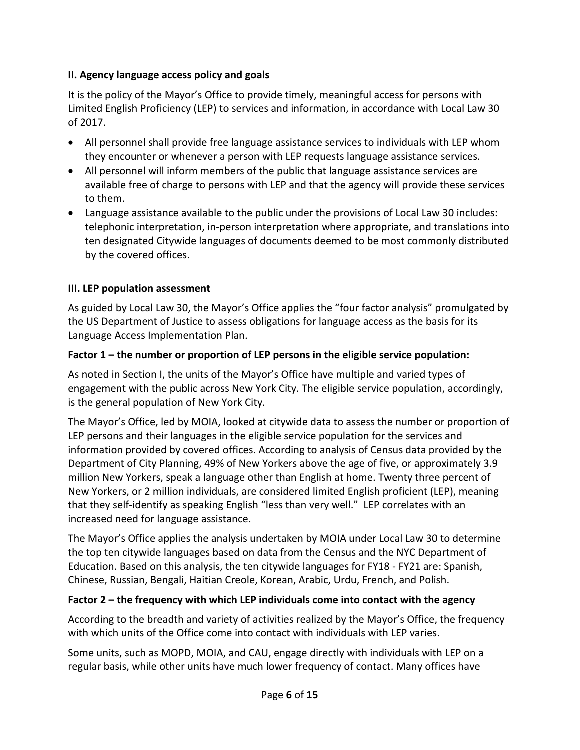### II. Agency language access policy and goals

It is the policy of the Mayor's Office to provide timely, meaningful access for persons with Limited English Proficiency (LEP) to services and information, in accordance with Local Law 30 of 2017.

- All personnel shall provide free language assistance services to individuals with LEP whom they encounter or whenever a person with LEP requests language assistance services.
- All personnel will inform members of the public that language assistance services are available free of charge to persons with LEP and that the agency will provide these services to them.
- Language assistance available to the public under the provisions of Local Law 30 includes: telephonic interpretation, in-person interpretation where appropriate, and translations into ten designated Citywide languages of documents deemed to be most commonly distributed by the covered offices.

### III. LEP population assessment

As guided by Local Law 30, the Mayor's Office applies the "four factor analysis" promulgated by the US Department of Justice to assess obligations for language access as the basis for its Language Access Implementation Plan.

**Factor 1 – the number or proportion of LEP persons in the eligible service population:**

As noted in Section I, the units of the Mayor's Office have multiple and varied types of engagement with the public across New York City. The eligible service population, accordingly, is the general population of New York City.

The Mayor's Office, led by MOIA, looked at citywide data to assess the number or proportion of LEP persons and their languages in the eligible service population for the services and information provided by covered offices. According to analysis of Census data provided by the Department of City Planning, 49% of New Yorkers above the age of five, or approximately 3.9 million New Yorkers, speak a language other than English at home. Twenty three percent of New Yorkers, or 2 million individuals, are considered limited English proficient (LEP), meaning that they self-identify as speaking English "less than very well." LEP correlates with an increased need for language assistance.

The Mayor's Office applies the analysis undertaken by MOIA under Local Law 30 to determine the top ten citywide languages based on data from the Census and the NYC Department of Education. Based on this analysis, the ten citywide languages for FY18 - FY21 are: Spanish, Chinese, Russian, Bengali, Haitian Creole, Korean, Arabic, Urdu, French, and Polish.

**Factor 2 – the frequency with which LEP individuals come into contact with the agency**

According to the breadth and variety of activities realized by the Mayor's Office, the frequency with which units of the Office come into contact with individuals with LEP varies.

Some units, such as MOPD, MOIA, and CAU, engage directly with individuals with LEP on a regular basis, while other units have much lower frequency of contact. Many offices have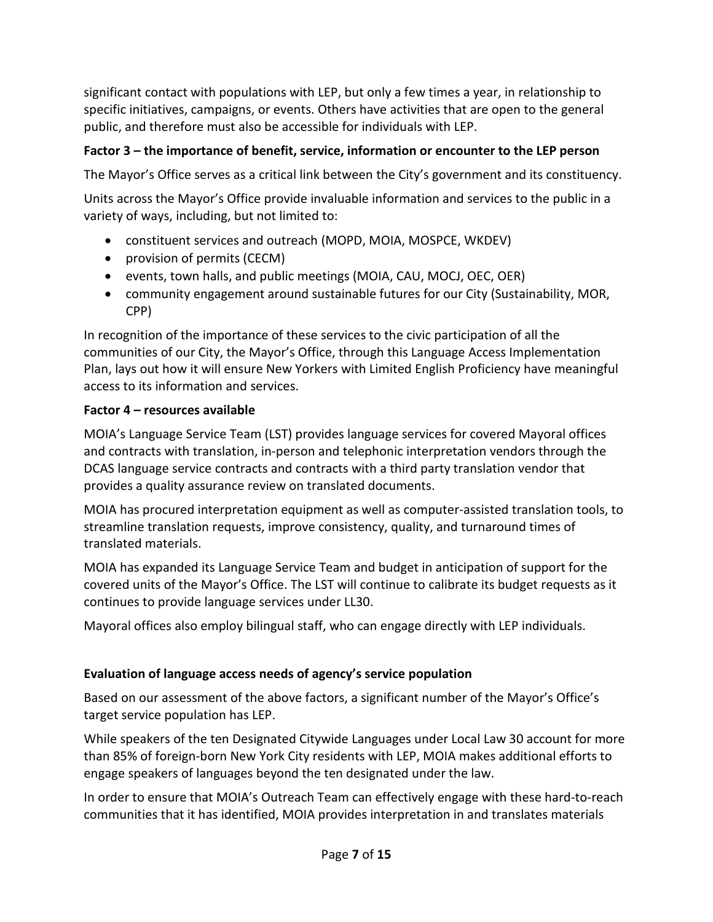significant contact with populations with LEP, but only a few times a year, in relationship to specific initiatives, campaigns, or events. Others have activities that are open to the general public, and therefore must also be accessible for individuals with LEP.

**Factor 3 – the importance of benefit, service, information or encounter to the LEP person**

The Mayor's Office serves as a critical link between the City's government and its constituency.

Units across the Mayor's Office provide invaluable information and services to the public in a variety of ways, including, but not limited to:

- constituent services and outreach (MOPD, MOIA, MOSPCE, WKDEV)
- provision of permits (CECM)
- events, town halls, and public meetings (MOIA, CAU, MOCJ, OEC, OER)
- community engagement around sustainable futures for our City (Sustainability, MOR, CPP)

In recognition of the importance of these services to the civic participation of all the communities of our City, the Mayor's Office, through this Language Access Implementation Plan, lays out how it will ensure New Yorkers with Limited English Proficiency have meaningful access to its information and services.

**Factor 4 – resources available**

MOIA's Language Service Team (LST) provides language services for covered Mayoral offices and contracts with translation, in-person and telephonic interpretation vendors through the DCAS language service contracts and contracts with a third party translation vendor that provides a quality assurance review on translated documents.

MOIA has procured interpretation equipment as well as computer-assisted translation tools, to streamline translation requests, improve consistency, quality, and turnaround times of translated materials.

MOIA has expanded its Language Service Team and budget in anticipation of support for the covered units of the Mayor's Office. The LST will continue to calibrate its budget requests as it continues to provide language services under LL30.

Mayoral offices also employ bilingual staff, who can engage directly with LEP individuals.

**Evaluation of language access needs of agency's service population**

Based on our assessment of the above factors, a significant number of the Mayor's Office's target service population has LEP.

While speakers of the ten Designated Citywide Languages under Local Law 30 account for more than 85% of foreign-born New York City residents with LEP, MOIA makes additional efforts to engage speakers of languages beyond the ten designated under the law.

In order to ensure that MOIA's Outreach Team can effectively engage with these hard-to-reach communities that it has identified, MOIA provides interpretation in and translates materials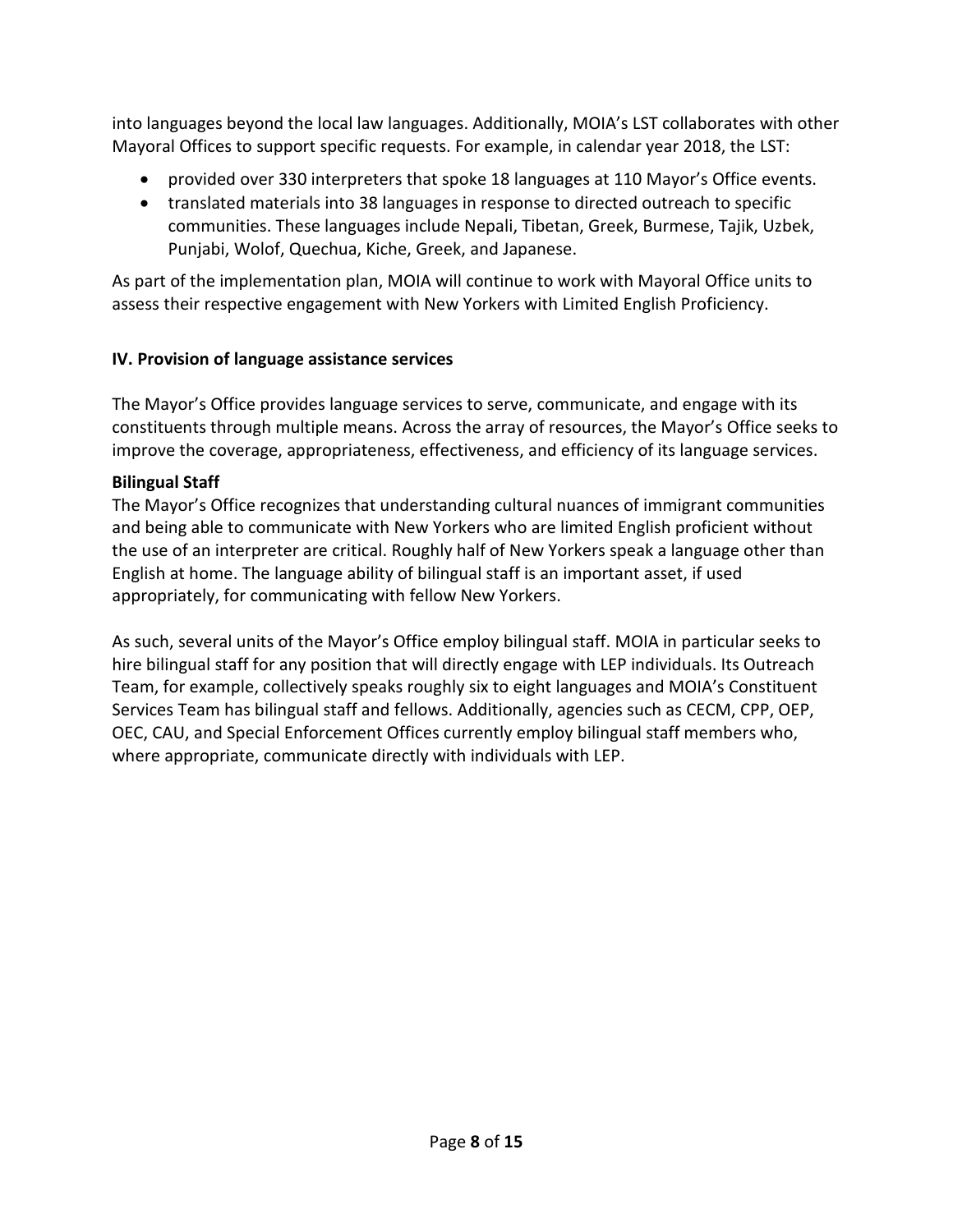into languages beyond the local law languages. Additionally, MOIA's LST collaborates with other Mayoral Offices to support specific requests. For example, in calendar year 2018, the LST:

- provided over 330 interpreters that spoke 18 languages at 110 Mayor's Office events.
- translated materials into 38 languages in response to directed outreach to specific communities. These languages include Nepali, Tibetan, Greek, Burmese, Tajik, Uzbek, Punjabi, Wolof, Quechua, Kiche, Greek, and Japanese.

As part of the implementation plan, MOIA will continue to work with Mayoral Office units to assess their respective engagement with New Yorkers with Limited English Proficiency.

## IV. Provision of language assistance services

The Mayor's Office provides language services to serve, communicate, and engage with its constituents through multiple means. Across the array of resources, the Mayor's Office seeks to improve the coverage, appropriateness, effectiveness, and efficiency of its language services.

### Bilingual Staff

The Mayor's Office recognizes that understanding cultural nuances of immigrant communities and being able to communicate with New Yorkers who are limited English proficient without the use of an interpreter are critical. Roughly half of New Yorkers speak a language other than English at home. The language ability of bilingual staff is an important asset, if used appropriately, for communicating with fellow New Yorkers.

As such, several units of the Mayor's Office employ bilingual staff. MOIA in particular seeks to hire bilingual staff for any position that will directly engage with LEP individuals. Its Outreach Team, for example, collectively speaks roughly six to eight languages and MOIA's Constituent Services Team has bilingual staff and fellows. Additionally, agencies such as CECM, CPP, OEP, OEC, CAU, and Special Enforcement Offices currently employ bilingual staff members who, where appropriate, communicate directly with individuals with LEP.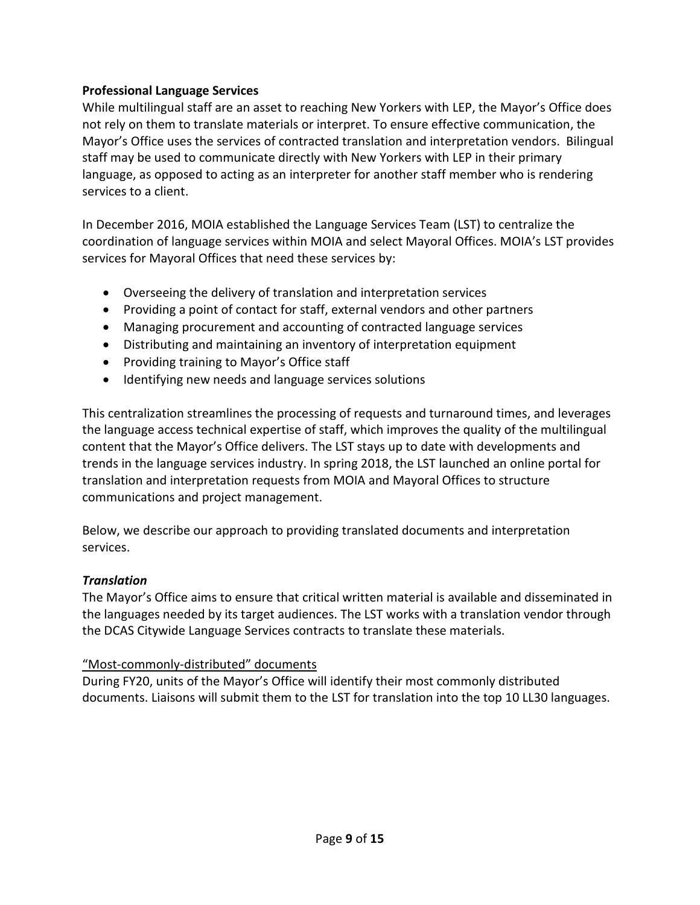**Professional Language Services**

While multilingual staff are an asset to reaching New Yorkers with LEP, the Mayor's Office does not rely on them to translate materials or interpret. To ensure effective communication, the Mayor's Office uses the services of contracted translation and interpretation vendors. Bilingual staff may be used to communicate directly with New Yorkers with LEP in their primary language, as opposed to acting as an interpreter for another staff member who is rendering services to a client.

In December 2016, MOIA established the Language Services Team (LST) to centralize the coordination of language services within MOIA and select Mayoral Offices. MOIA's LST provides services for Mayoral Offices that need these services by:

- Overseeing the delivery of translation and interpretation services
- Providing a point of contact for staff, external vendors and other partners
- Managing procurement and accounting of contracted language services
- Distributing and maintaining an inventory of interpretation equipment
- Providing training to Mayor's Office staff
- Identifying new needs and language services solutions

This centralization streamlines the processing of requests and turnaround times, and leverages the language access technical expertise of staff, which improves the quality of the multilingual content that the Mayor's Office delivers. The LST stays up to date with developments and trends in the language services industry. In spring 2018, the LST launched an online portal for translation and interpretation requests from MOIA and Mayoral Offices to structure communications and project management.

Below, we describe our approach to providing translated documents and interpretation services.

***Translation***

The Mayor's Office aims to ensure that critical written material is available and disseminated in the languages needed by its target audiences. The LST works with a translation vendor through the DCAS Citywide Language Services contracts to translate these materials.

<u>"Most-commonly-distributed" documents</u>

During FY20, units of the Mayor's Office will identify their most commonly distributed documents. Liaisons will submit them to the LST for translation into the top 10 LL30 languages.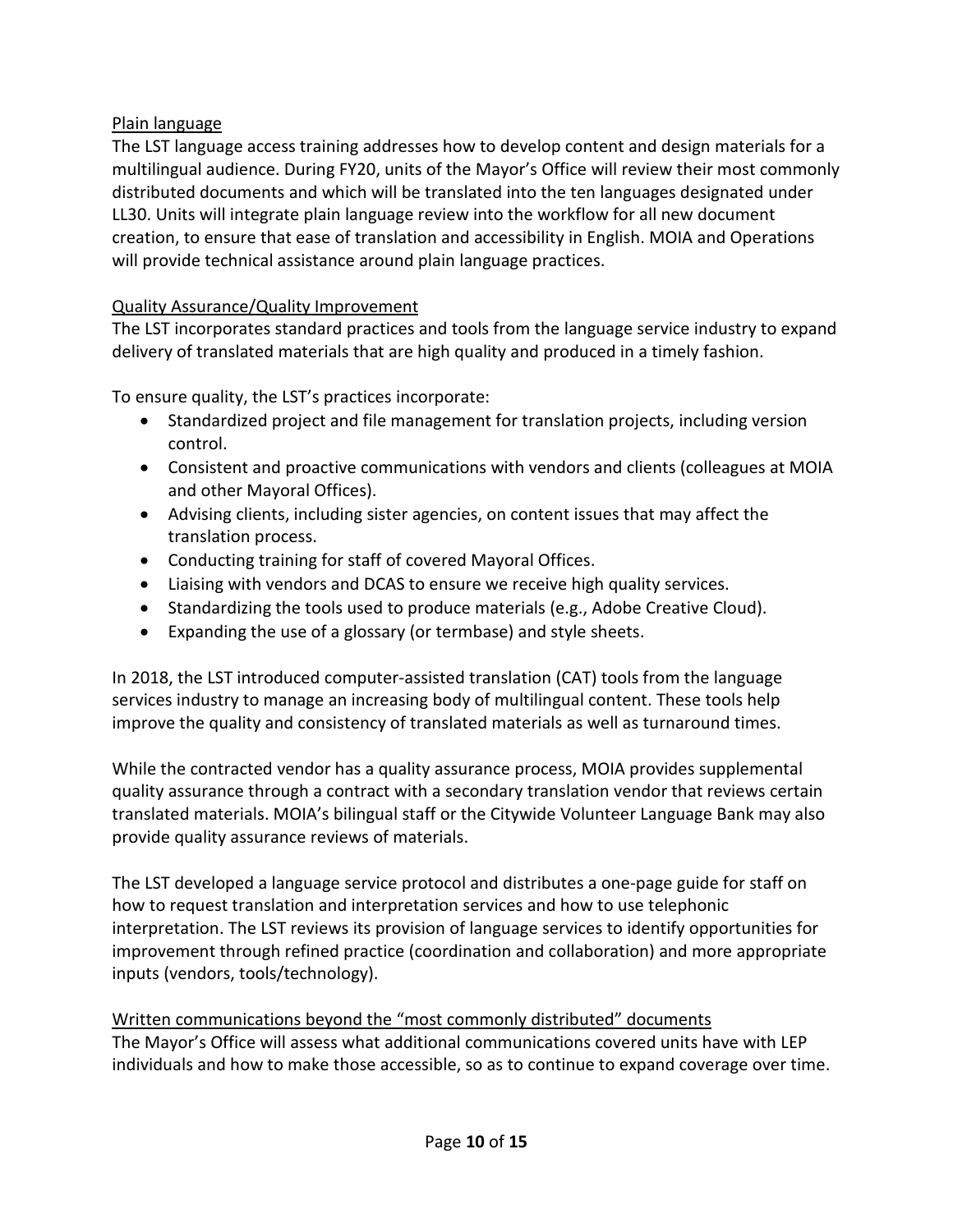Plain language

The LST language access training addresses how to develop content and design materials for a multilingual audience. During FY20, units of the Mayor's Office will review their most commonly distributed documents and which will be translated into the ten languages designated under LL30. Units will integrate plain language review into the workflow for all new document creation, to ensure that ease of translation and accessibility in English. MOIA and Operations will provide technical assistance around plain language practices.

Quality Assurance/Quality Improvement

The LST incorporates standard practices and tools from the language service industry to expand delivery of translated materials that are high quality and produced in a timely fashion.

To ensure quality, the LST's practices incorporate:

- Standardized project and file management for translation projects, including version control.
- Consistent and proactive communications with vendors and clients (colleagues at MOIA and other Mayoral Offices).
- Advising clients, including sister agencies, on content issues that may affect the translation process.
- Conducting training for staff of covered Mayoral Offices.
- Liaising with vendors and DCAS to ensure we receive high quality services.
- Standardizing the tools used to produce materials (e.g., Adobe Creative Cloud).
- Expanding the use of a glossary (or termbase) and style sheets.

In 2018, the LST introduced computer-assisted translation (CAT) tools from the language services industry to manage an increasing body of multilingual content. These tools help improve the quality and consistency of translated materials as well as turnaround times.

While the contracted vendor has a quality assurance process, MOIA provides supplemental quality assurance through a contract with a secondary translation vendor that reviews certain translated materials. MOIA's bilingual staff or the Citywide Volunteer Language Bank may also provide quality assurance reviews of materials.

The LST developed a language service protocol and distributes a one-page guide for staff on how to request translation and interpretation services and how to use telephonic interpretation. The LST reviews its provision of language services to identify opportunities for improvement through refined practice (coordination and collaboration) and more appropriate inputs (vendors, tools/technology).

Written communications beyond the "most commonly distributed" documents

The Mayor's Office will assess what additional communications covered units have with LEP individuals and how to make those accessible, so as to continue to expand coverage over time.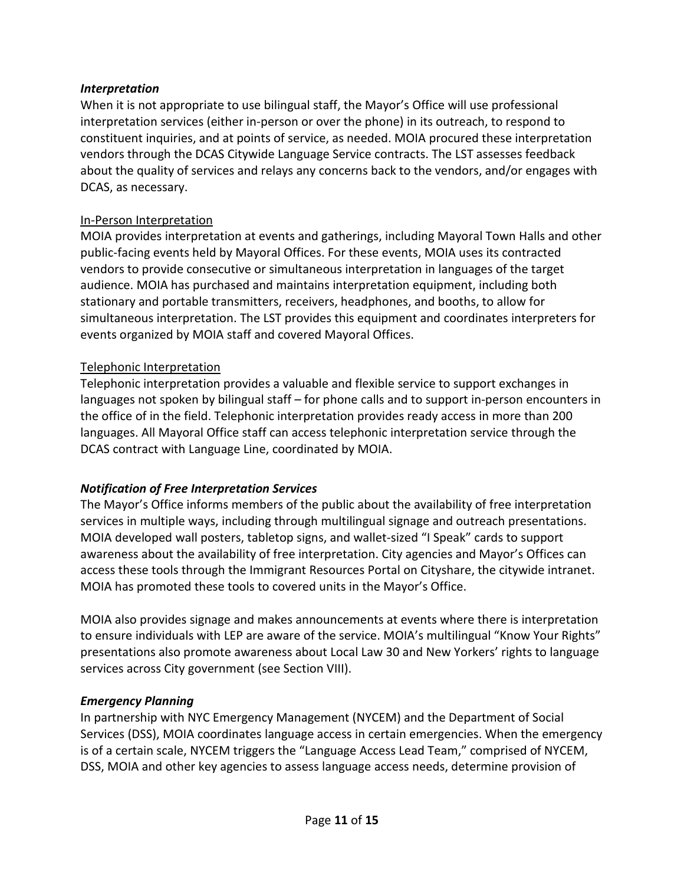### *Interpretation*

When it is not appropriate to use bilingual staff, the Mayor's Office will use professional interpretation services (either in-person or over the phone) in its outreach, to respond to constituent inquiries, and at points of service, as needed. MOIA procured these interpretation vendors through the DCAS Citywide Language Service contracts. The LST assesses feedback about the quality of services and relays any concerns back to the vendors, and/or engages with DCAS, as necessary.

#### In-Person Interpretation

MOIA provides interpretation at events and gatherings, including Mayoral Town Halls and other public-facing events held by Mayoral Offices. For these events, MOIA uses its contracted vendors to provide consecutive or simultaneous interpretation in languages of the target audience. MOIA has purchased and maintains interpretation equipment, including both stationary and portable transmitters, receivers, headphones, and booths, to allow for simultaneous interpretation. The LST provides this equipment and coordinates interpreters for events organized by MOIA staff and covered Mayoral Offices.

#### Telephonic Interpretation

Telephonic interpretation provides a valuable and flexible service to support exchanges in languages not spoken by bilingual staff – for phone calls and to support in-person encounters in the office of in the field. Telephonic interpretation provides ready access in more than 200 languages. All Mayoral Office staff can access telephonic interpretation service through the DCAS contract with Language Line, coordinated by MOIA.

### *Notification of Free Interpretation Services*

The Mayor's Office informs members of the public about the availability of free interpretation services in multiple ways, including through multilingual signage and outreach presentations. MOIA developed wall posters, tabletop signs, and wallet-sized "I Speak" cards to support awareness about the availability of free interpretation. City agencies and Mayor's Offices can access these tools through the Immigrant Resources Portal on Cityshare, the citywide intranet. MOIA has promoted these tools to covered units in the Mayor's Office.

MOIA also provides signage and makes announcements at events where there is interpretation to ensure individuals with LEP are aware of the service. MOIA's multilingual "Know Your Rights" presentations also promote awareness about Local Law 30 and New Yorkers' rights to language services across City government (see Section VIII).

### *Emergency Planning*

In partnership with NYC Emergency Management (NYCEM) and the Department of Social Services (DSS), MOIA coordinates language access in certain emergencies. When the emergency is of a certain scale, NYCEM triggers the "Language Access Lead Team," comprised of NYCEM, DSS, MOIA and other key agencies to assess language access needs, determine provision of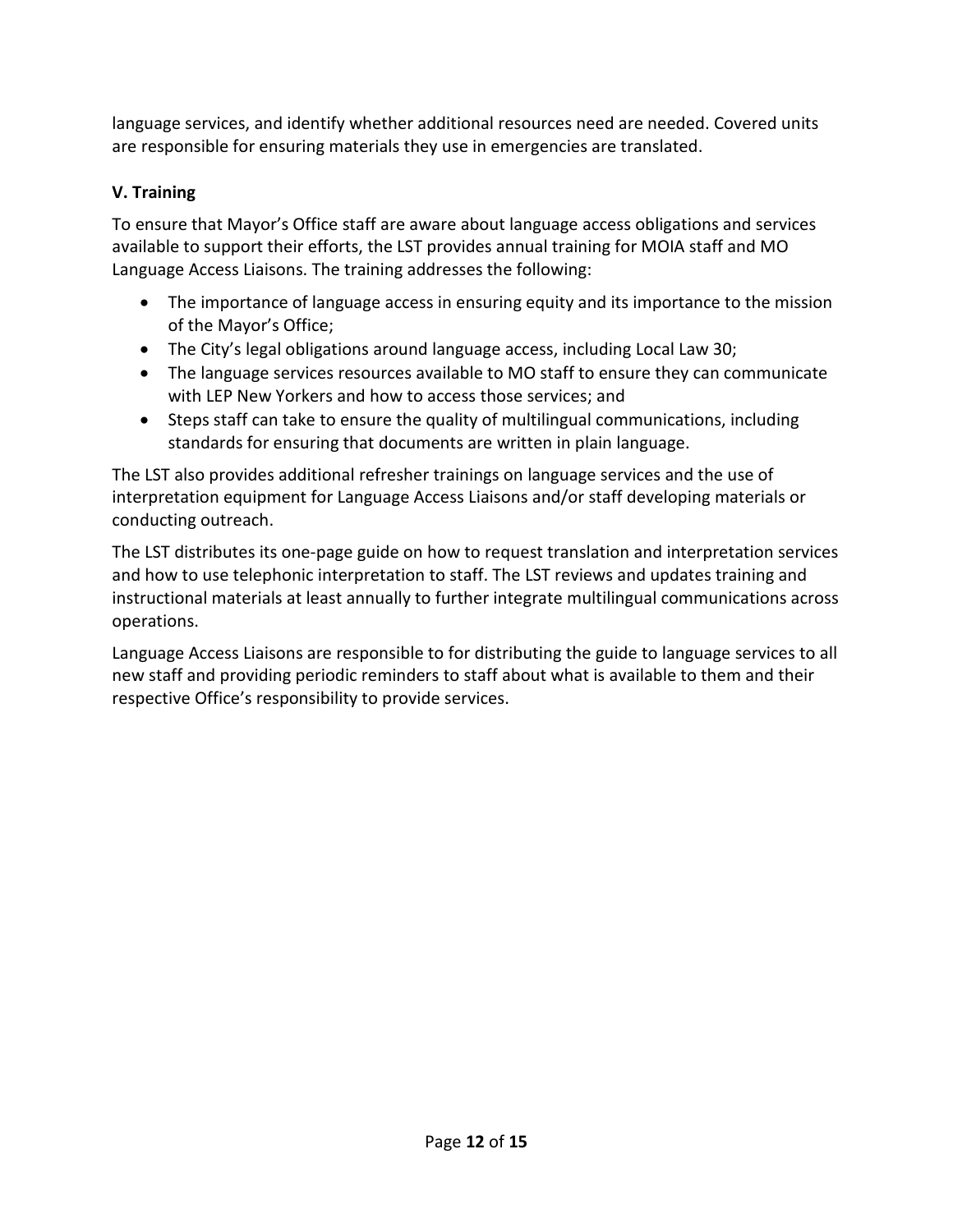language services, and identify whether additional resources need are needed. Covered units are responsible for ensuring materials they use in emergencies are translated.

### V. Training

To ensure that Mayor's Office staff are aware about language access obligations and services available to support their efforts, the LST provides annual training for MOIA staff and MO Language Access Liaisons. The training addresses the following:

- The importance of language access in ensuring equity and its importance to the mission of the Mayor's Office;
- The City's legal obligations around language access, including Local Law 30;
- The language services resources available to MO staff to ensure they can communicate with LEP New Yorkers and how to access those services; and
- Steps staff can take to ensure the quality of multilingual communications, including standards for ensuring that documents are written in plain language.

The LST also provides additional refresher trainings on language services and the use of interpretation equipment for Language Access Liaisons and/or staff developing materials or conducting outreach.

The LST distributes its one-page guide on how to request translation and interpretation services and how to use telephonic interpretation to staff. The LST reviews and updates training and instructional materials at least annually to further integrate multilingual communications across operations.

Language Access Liaisons are responsible to for distributing the guide to language services to all new staff and providing periodic reminders to staff about what is available to them and their respective Office's responsibility to provide services.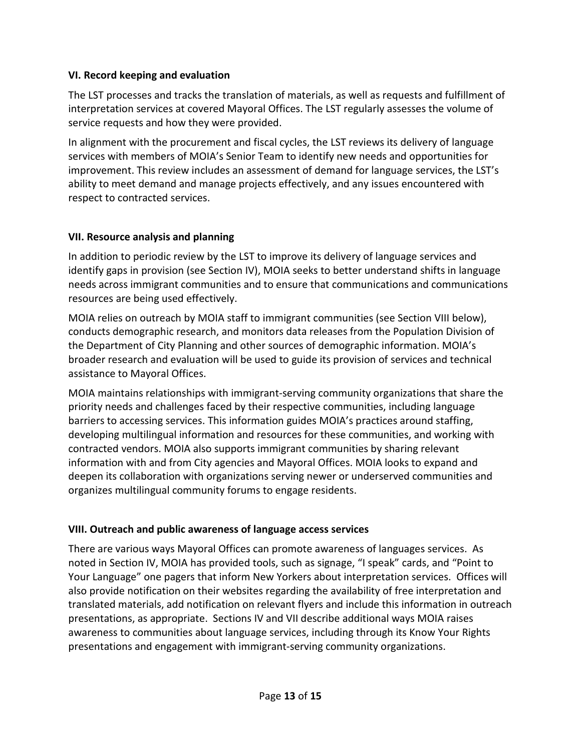### VI. Record keeping and evaluation

The LST processes and tracks the translation of materials, as well as requests and fulfillment of interpretation services at covered Mayoral Offices. The LST regularly assesses the volume of service requests and how they were provided.

In alignment with the procurement and fiscal cycles, the LST reviews its delivery of language services with members of MOIA's Senior Team to identify new needs and opportunities for improvement. This review includes an assessment of demand for language services, the LST's ability to meet demand and manage projects effectively, and any issues encountered with respect to contracted services.

### VII. Resource analysis and planning

In addition to periodic review by the LST to improve its delivery of language services and identify gaps in provision (see Section IV), MOIA seeks to better understand shifts in language needs across immigrant communities and to ensure that communications and communications resources are being used effectively.

MOIA relies on outreach by MOIA staff to immigrant communities (see Section VIII below), conducts demographic research, and monitors data releases from the Population Division of the Department of City Planning and other sources of demographic information. MOIA's broader research and evaluation will be used to guide its provision of services and technical assistance to Mayoral Offices.

MOIA maintains relationships with immigrant-serving community organizations that share the priority needs and challenges faced by their respective communities, including language barriers to accessing services. This information guides MOIA's practices around staffing, developing multilingual information and resources for these communities, and working with contracted vendors. MOIA also supports immigrant communities by sharing relevant information with and from City agencies and Mayoral Offices. MOIA looks to expand and deepen its collaboration with organizations serving newer or underserved communities and organizes multilingual community forums to engage residents.

### VIII. Outreach and public awareness of language access services

There are various ways Mayoral Offices can promote awareness of languages services. As noted in Section IV, MOIA has provided tools, such as signage, "I speak" cards, and "Point to Your Language" one pagers that inform New Yorkers about interpretation services. Offices will also provide notification on their websites regarding the availability of free interpretation and translated materials, add notification on relevant flyers and include this information in outreach presentations, as appropriate. Sections IV and VII describe additional ways MOIA raises awareness to communities about language services, including through its Know Your Rights presentations and engagement with immigrant-serving community organizations.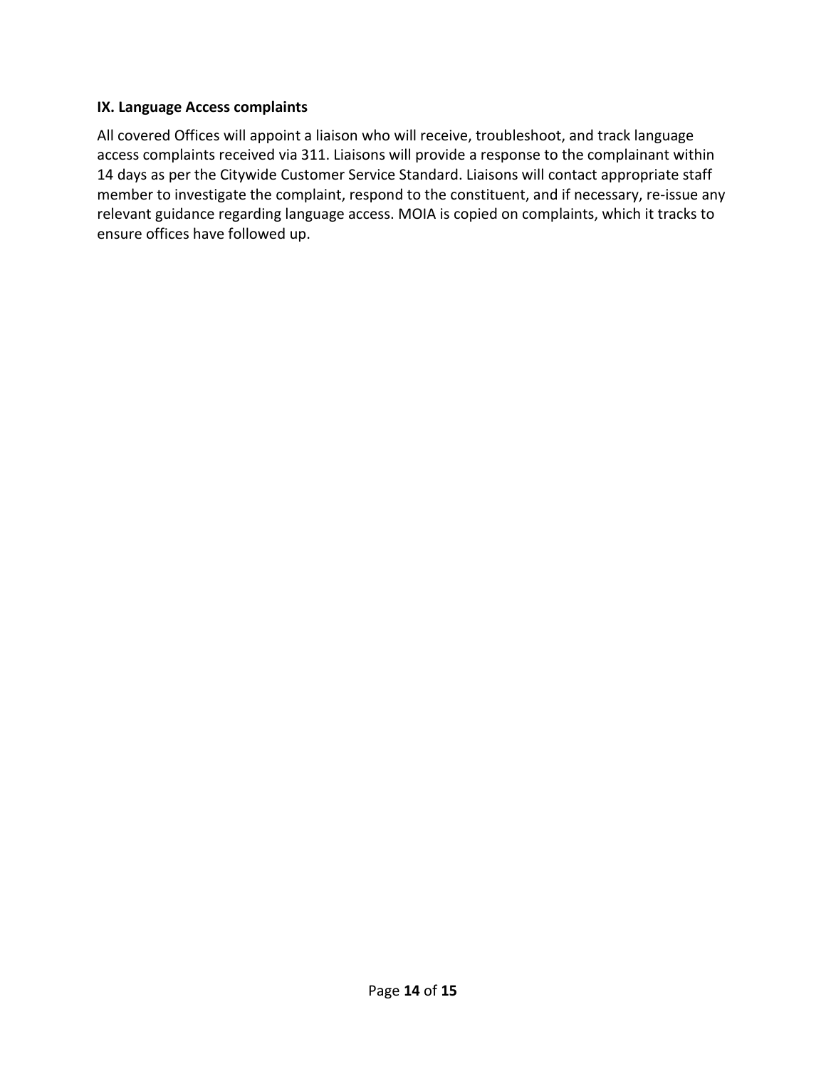**IX. Language Access complaints**

All covered Offices will appoint a liaison who will receive, troubleshoot, and track language access complaints received via 311. Liaisons will provide a response to the complainant within 14 days as per the Citywide Customer Service Standard. Liaisons will contact appropriate staff member to investigate the complaint, respond to the constituent, and if necessary, re-issue any relevant guidance regarding language access. MOIA is copied on complaints, which it tracks to ensure offices have followed up.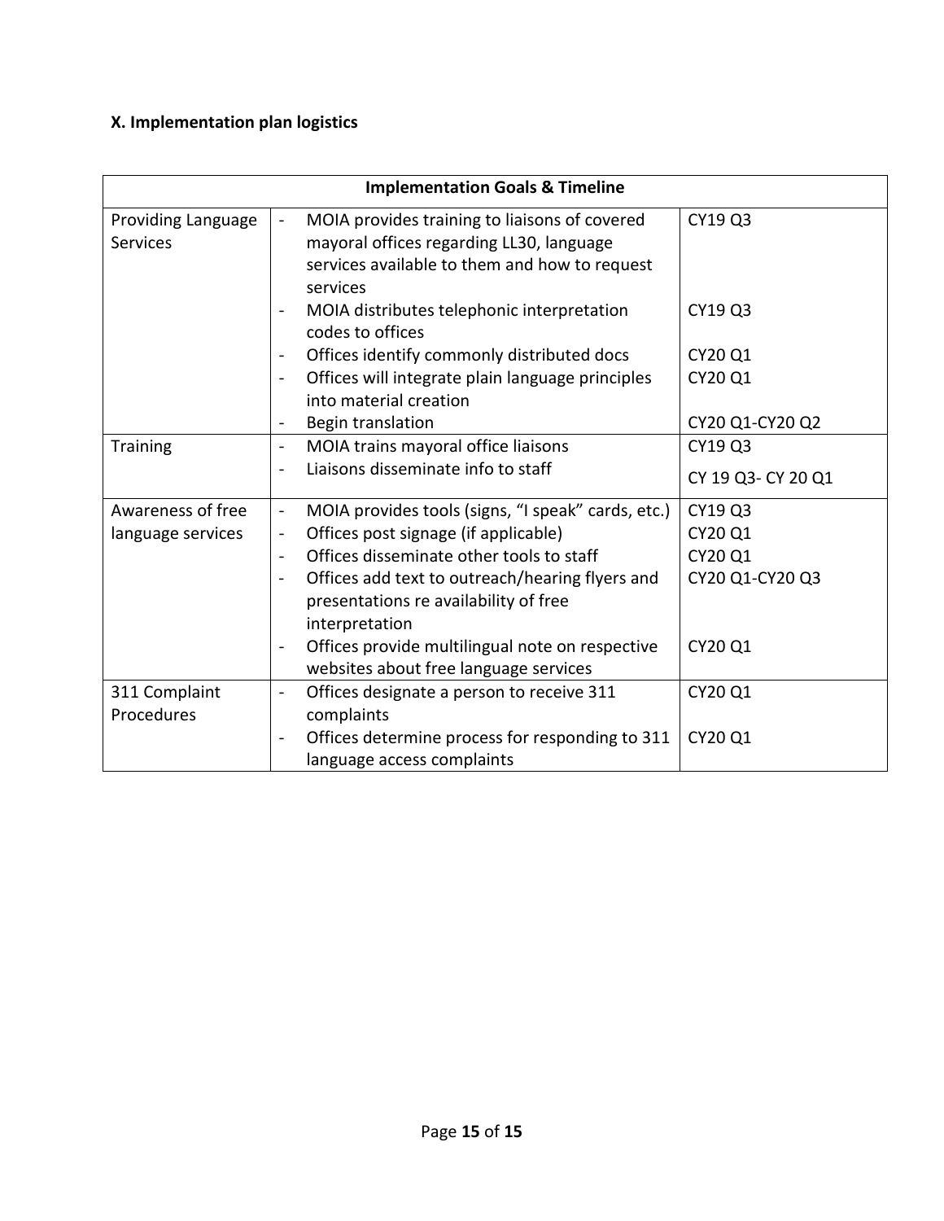**X. Implementation plan logistics**

| Implementation Goals & Timeline | | |
|---|---|---|
| Providing Language Services | - MOIA provides training to liaisons of covered mayoral offices regarding LL30, language services available to them and how to request services<br>- MOIA distributes telephonic interpretation codes to offices<br>- Offices identify commonly distributed docs<br>- Offices will integrate plain language principles into material creation<br>- Begin translation | CY19 Q3<br><br>CY19 Q3<br><br>CY20 Q1<br>CY20 Q1<br><br>CY20 Q1-CY20 Q2 |
| Training | - MOIA trains mayoral office liaisons<br>- Liaisons disseminate info to staff | CY19 Q3<br>CY 19 Q3- CY 20 Q1 |
| Awareness of free language services | - MOIA provides tools (signs, "I speak" cards, etc.)<br>- Offices post signage (if applicable)<br>- Offices disseminate other tools to staff<br>- Offices add text to outreach/hearing flyers and presentations re availability of free interpretation<br>- Offices provide multilingual note on respective websites about free language services | CY19 Q3<br>CY20 Q1<br>CY20 Q1<br>CY20 Q1-CY20 Q3<br><br>CY20 Q1 |
| 311 Complaint Procedures | - Offices designate a person to receive 311 complaints<br>- Offices determine process for responding to 311 language access complaints | CY20 Q1<br><br>CY20 Q1 |